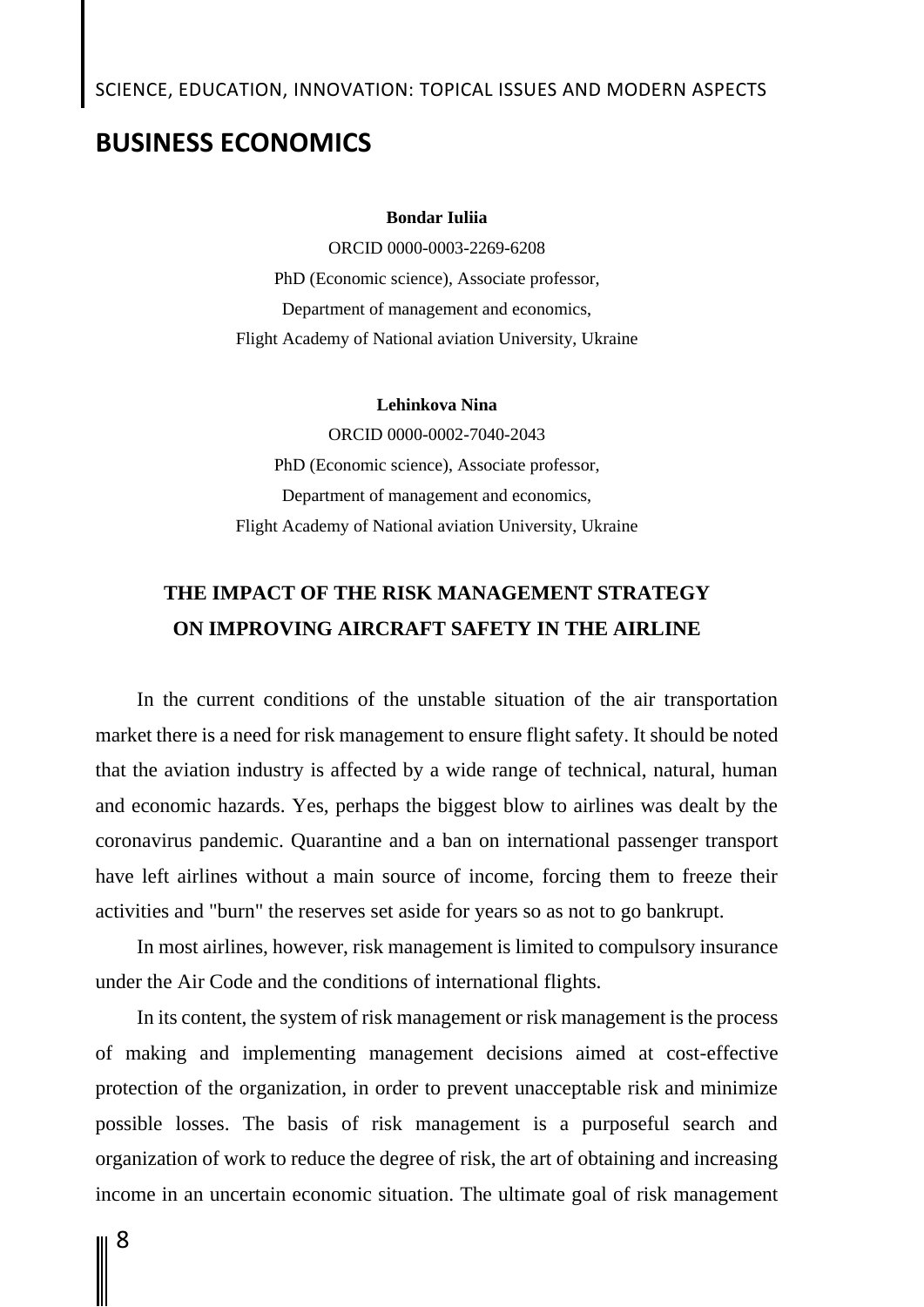# BUSINESS ECONOMICS

**Bondar Iuliia**

ORCID 0000-0003-2269-6208
PhD (Economic science), Associate professor,
Department of management and economics,
Flight Academy of National aviation University, Ukraine

**Lehinkova Nina**

ORCID 0000-0002-7040-2043
PhD (Economic science), Associate professor,
Department of management and economics,
Flight Academy of National aviation University, Ukraine

## THE IMPACT OF THE RISK MANAGEMENT STRATEGY ON IMPROVING AIRCRAFT SAFETY IN THE AIRLINE

In the current conditions of the unstable situation of the air transportation market there is a need for risk management to ensure flight safety. It should be noted that the aviation industry is affected by a wide range of technical, natural, human and economic hazards. Yes, perhaps the biggest blow to airlines was dealt by the coronavirus pandemic. Quarantine and a ban on international passenger transport have left airlines without a main source of income, forcing them to freeze their activities and "burn" the reserves set aside for years so as not to go bankrupt.

In most airlines, however, risk management is limited to compulsory insurance under the Air Code and the conditions of international flights.

In its content, the system of risk management or risk management is the process of making and implementing management decisions aimed at cost-effective protection of the organization, in order to prevent unacceptable risk and minimize possible losses. The basis of risk management is a purposeful search and organization of work to reduce the degree of risk, the art of obtaining and increasing income in an uncertain economic situation. The ultimate goal of risk management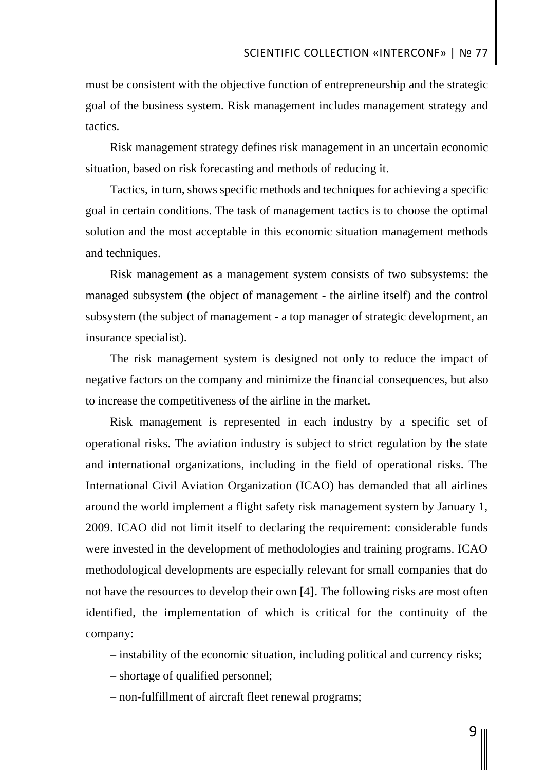must be consistent with the objective function of entrepreneurship and the strategic goal of the business system. Risk management includes management strategy and tactics.

Risk management strategy defines risk management in an uncertain economic situation, based on risk forecasting and methods of reducing it.

Tactics, in turn, shows specific methods and techniques for achieving a specific goal in certain conditions. The task of management tactics is to choose the optimal solution and the most acceptable in this economic situation management methods and techniques.

Risk management as a management system consists of two subsystems: the managed subsystem (the object of management - the airline itself) and the control subsystem (the subject of management - a top manager of strategic development, an insurance specialist).

The risk management system is designed not only to reduce the impact of negative factors on the company and minimize the financial consequences, but also to increase the competitiveness of the airline in the market.

Risk management is represented in each industry by a specific set of operational risks. The aviation industry is subject to strict regulation by the state and international organizations, including in the field of operational risks. The International Civil Aviation Organization (ICAO) has demanded that all airlines around the world implement a flight safety risk management system by January 1, 2009. ICAO did not limit itself to declaring the requirement: considerable funds were invested in the development of methodologies and training programs. ICAO methodological developments are especially relevant for small companies that do not have the resources to develop their own [4]. The following risks are most often identified, the implementation of which is critical for the continuity of the company:

– instability of the economic situation, including political and currency risks;

– shortage of qualified personnel;

– non-fulfillment of aircraft fleet renewal programs;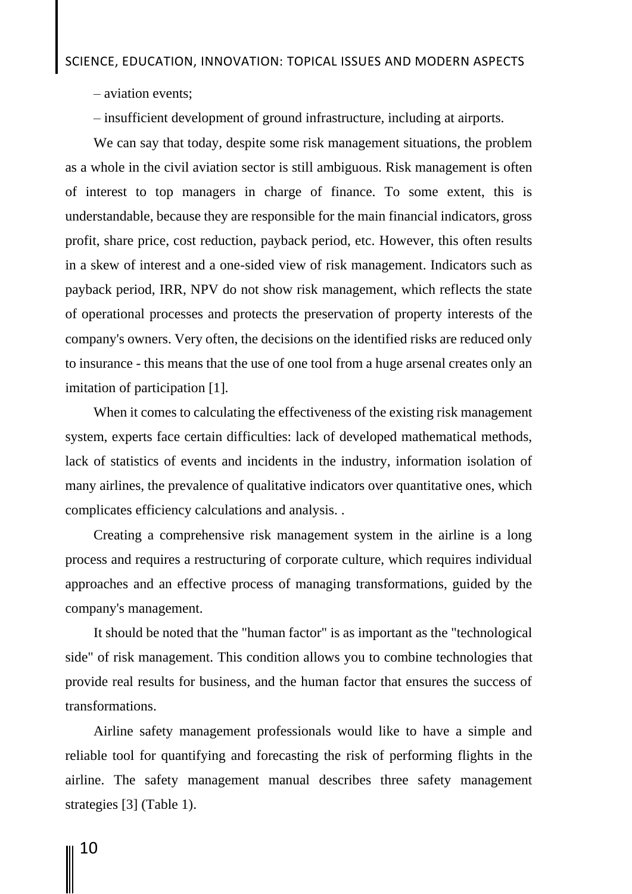– aviation events;

– insufficient development of ground infrastructure, including at airports.

We can say that today, despite some risk management situations, the problem as a whole in the civil aviation sector is still ambiguous. Risk management is often of interest to top managers in charge of finance. To some extent, this is understandable, because they are responsible for the main financial indicators, gross profit, share price, cost reduction, payback period, etc. However, this often results in a skew of interest and a one-sided view of risk management. Indicators such as payback period, IRR, NPV do not show risk management, which reflects the state of operational processes and protects the preservation of property interests of the company's owners. Very often, the decisions on the identified risks are reduced only to insurance - this means that the use of one tool from a huge arsenal creates only an imitation of participation [1].

When it comes to calculating the effectiveness of the existing risk management system, experts face certain difficulties: lack of developed mathematical methods, lack of statistics of events and incidents in the industry, information isolation of many airlines, the prevalence of qualitative indicators over quantitative ones, which complicates efficiency calculations and analysis. .

Creating a comprehensive risk management system in the airline is a long process and requires a restructuring of corporate culture, which requires individual approaches and an effective process of managing transformations, guided by the company's management.

It should be noted that the "human factor" is as important as the "technological side" of risk management. This condition allows you to combine technologies that provide real results for business, and the human factor that ensures the success of transformations.

Airline safety management professionals would like to have a simple and reliable tool for quantifying and forecasting the risk of performing flights in the airline. The safety management manual describes three safety management strategies [3] (Table 1).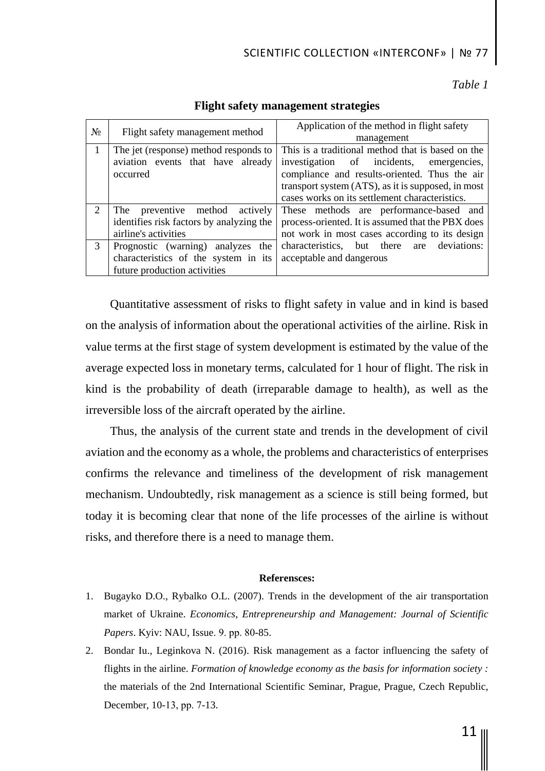*Table 1*

**Flight safety management strategies**

| № | Flight safety management method | Application of the method in flight safety management |
|---|---|---|
| 1 | The jet (response) method responds to aviation events that have already occurred | This is a traditional method that is based on the investigation of incidents, emergencies, compliance and results-oriented. Thus the air transport system (ATS), as it is supposed, in most cases works on its settlement characteristics. |
| 2 | The preventive method actively identifies risk factors by analyzing the airline's activities | These methods are performance-based and process-oriented. It is assumed that the PBX does not work in most cases according to its design characteristics, but there are deviations: acceptable and dangerous |
| 3 | Prognostic (warning) analyzes the characteristics of the system in its future production activities | |

Quantitative assessment of risks to flight safety in value and in kind is based on the analysis of information about the operational activities of the airline. Risk in value terms at the first stage of system development is estimated by the value of the average expected loss in monetary terms, calculated for 1 hour of flight. The risk in kind is the probability of death (irreparable damage to health), as well as the irreversible loss of the aircraft operated by the airline.

Thus, the analysis of the current state and trends in the development of civil aviation and the economy as a whole, the problems and characteristics of enterprises confirms the relevance and timeliness of the development of risk management mechanism. Undoubtedly, risk management as a science is still being formed, but today it is becoming clear that none of the life processes of the airline is without risks, and therefore there is a need to manage them.

**Referensces:**

1. Bugayko D.O., Rybalko O.L. (2007). Trends in the development of the air transportation market of Ukraine. *Economics, Entrepreneurship and Management: Journal of Scientific Papers*. Kyiv: NAU, Issue. 9. pp. 80-85.
2. Bondar Iu., Leginkova N. (2016). Risk management as a factor influencing the safety of flights in the airline. *Formation of knowledge economy as the basis for information society :* the materials of the 2nd International Scientific Seminar, Prague, Prague, Czech Republic, December, 10-13, pp. 7-13.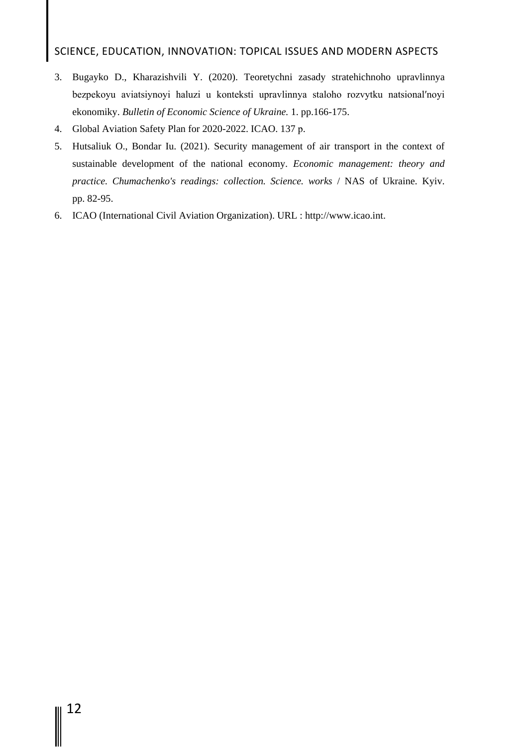3. Bugayko D., Kharazishvili Y. (2020). Teoretychni zasady stratehichnoho upravlinnya bezpekoyu aviatsiynoyi haluzi u konteksti upravlinnya staloho rozvytku natsional′noyi ekonomiky. *Bulletin of Economic Science of Ukraine.* 1. pp.166-175.
4. Global Aviation Safety Plan for 2020-2022. ICAO. 137 p.
5. Hutsaliuk O., Bondar Iu. (2021). Security management of air transport in the context of sustainable development of the national economy. *Economic management: theory and practice. Chumachenko's readings: collection. Science. works* / NAS of Ukraine. Kyiv. pp. 82-95.
6. ICAO (International Civil Aviation Organization). URL : http://www.icao.int.